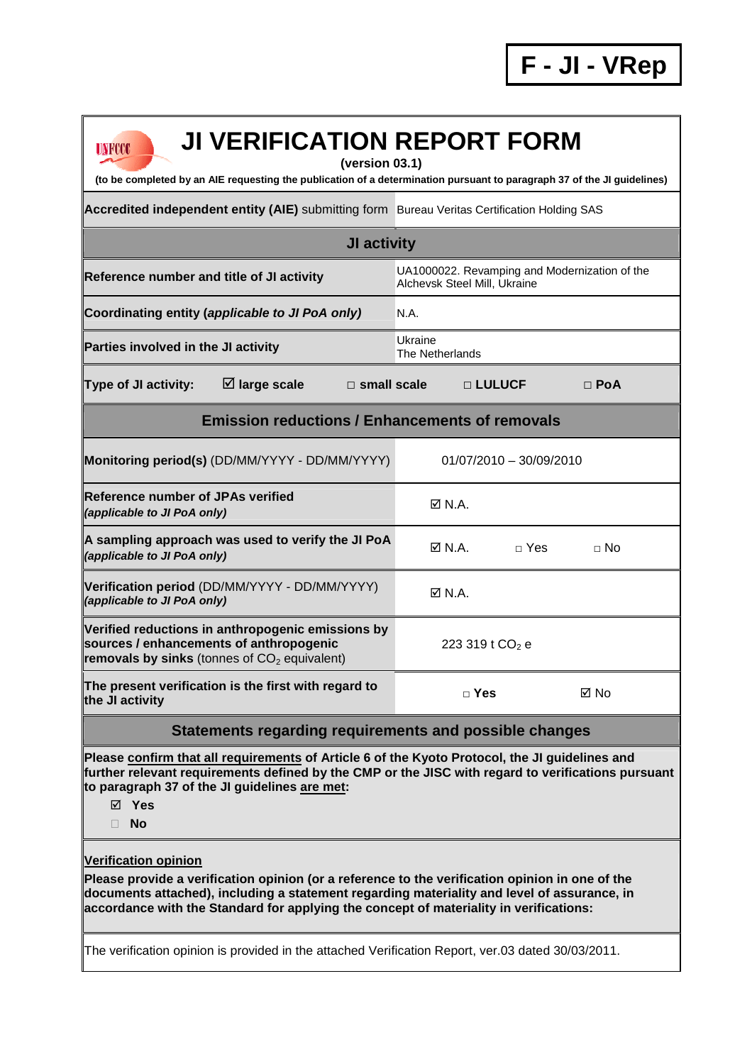**F - JI - VRep**

# JI VERIFICATION REPORT FORM

**(version 03.1)**

**(to be completed by an AIE requesting the publication of a determination pursuant to paragraph 37 of the JI guidelines)**

| **Accredited independent entity (AIE)** submitting form | Bureau Veritas Certification Holding SAS |
|---|---|

## JI activity

| | |
|---|---|
| **Reference number and title of JI activity** | UA1000022. Revamping and Modernization of the Alchevsk Steel Mill, Ukraine |
| **Coordinating entity (*applicable to JI PoA only*)** | N.A. |
| **Parties involved in the JI activity** | Ukraine<br>The Netherlands |

**Type of JI activity:** ☑ **large scale** □ **small scale** □ **LULUCF** □ **PoA**

## Emission reductions / Enhancements of removals

| | |
|---|---|
| **Monitoring period(s)** (DD/MM/YYYY - DD/MM/YYYY) | 01/07/2010 – 30/09/2010 |
| **Reference number of JPAs verified** ***(applicable to JI PoA only)*** | ☑ N.A. |
| **A sampling approach was used to verify the JI PoA** ***(applicable to JI PoA only)*** | ☑ N.A. □ Yes □ No |
| **Verification period** (DD/MM/YYYY - DD/MM/YYYY) ***(applicable to JI PoA only)*** | ☑ N.A. |
| **Verified reductions in anthropogenic emissions by sources / enhancements of anthropogenic removals by sinks** (tonnes of $CO_2$ equivalent) | 223 319 t $CO_2$ e |
| **The present verification is the first with regard to the JI activity** | □ **Yes** ☑ No |

## Statements regarding requirements and possible changes

**Please confirm that all requirements of Article 6 of the Kyoto Protocol, the JI guidelines and further relevant requirements defined by the CMP or the JISC with regard to verifications pursuant to paragraph 37 of the JI guidelines are met:**

☑ **Yes**

□ **No**

**Verification opinion**

**Please provide a verification opinion (or a reference to the verification opinion in one of the documents attached), including a statement regarding materiality and level of assurance, in accordance with the Standard for applying the concept of materiality in verifications:**

The verification opinion is provided in the attached Verification Report, ver.03 dated 30/03/2011.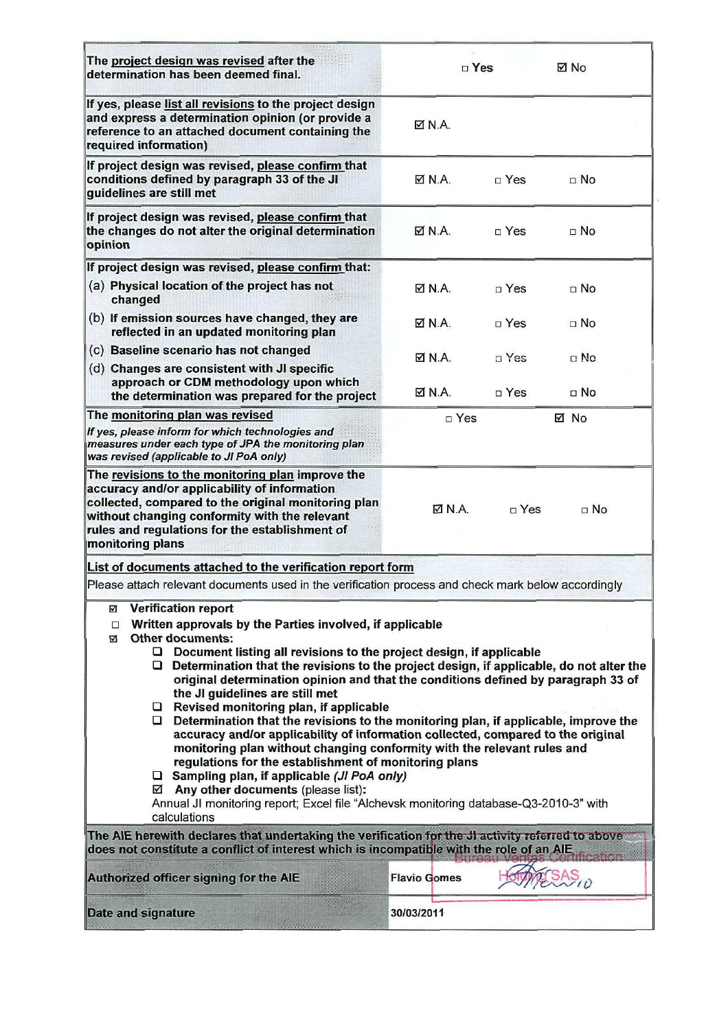| | | | |
|---|---|---|---|
| The project design was revised after the determination has been deemed final. | | □ Yes | ☑ No |
| If yes, please list all revisions to the project design and express a determination opinion (or provide a reference to an attached document containing the required information) | ☑ N.A. | | |
| If project design was revised, please confirm that conditions defined by paragraph 33 of the JI guidelines are still met | ☑ N.A. | □ Yes | □ No |
| If project design was revised, please confirm that the changes do not alter the original determination opinion | ☑ N.A. | □ Yes | □ No |
| If project design was revised, please confirm that: | | | |
| (a) Physical location of the project has not changed | ☑ N.A. | □ Yes | □ No |
| (b) If emission sources have changed, they are reflected in an updated monitoring plan | ☑ N.A. | □ Yes | □ No |
| (c) Baseline scenario has not changed | ☑ N.A. | □ Yes | □ No |
| (d) Changes are consistent with JI specific approach or CDM methodology upon which the determination was prepared for the project | ☑ N.A. | □ Yes | □ No |
| The monitoring plan was revised *If yes, please inform for which technologies and measures under each type of JPA the monitoring plan was revised (applicable to JI PoA only)* | | □ Yes | ☑ No |
| The revisions to the monitoring plan improve the accuracy and/or applicability of information collected, compared to the original monitoring plan without changing conformity with the relevant rules and regulations for the establishment of monitoring plans | ☑ N.A. | □ Yes | □ No |

**List of documents attached to the verification report form**

Please attach relevant documents used in the verification process and check mark below accordingly

- ☑ **Verification report**
- □ **Written approvals by the Parties involved, if applicable**
- ☑ **Other documents:**
  - □ **Document listing all revisions to the project design, if applicable**
  - □ **Determination that the revisions to the project design, if applicable, do not alter the original determination opinion and that the conditions defined by paragraph 33 of the JI guidelines are still met**
  - □ **Revised monitoring plan, if applicable**
  - □ **Determination that the revisions to the monitoring plan, if applicable, improve the accuracy and/or applicability of information collected, compared to the original monitoring plan without changing conformity with the relevant rules and regulations for the establishment of monitoring plans**
  - □ **Sampling plan, if applicable** ***(JI PoA only)***
  - ☑ **Any other documents** (please list):
    Annual JI monitoring report; Excel file "Alchevsk monitoring database-Q3-2010-3" with calculations

**The AIE herewith declares that undertaking the verification for the JI activity referred to above does not constitute a conflict of interest which is incompatible with the role of an AIE**

| | |
|---|---|
| **Authorized officer signing for the AIE** | **Flavio Gomes** Bureau Veritas Certification Holding SAS |
| **Date and signature** | **30/03/2011** |